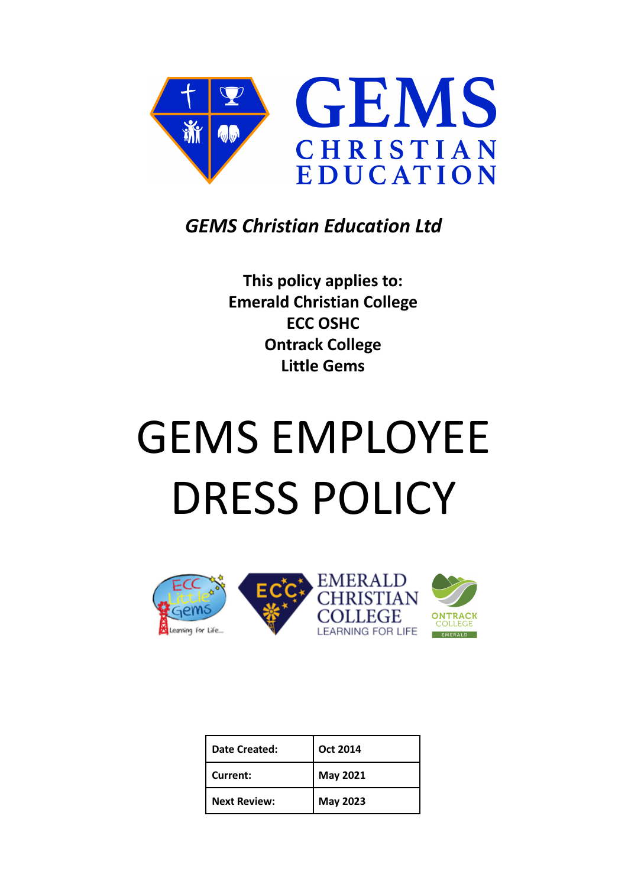GEMS
CHRISTIAN
EDUCATION

*GEMS Christian Education Ltd*

**This policy applies to:**
**Emerald Christian College**
**ECC OSHC**
**Ontrack College**
**Little Gems**

# GEMS EMPLOYEE DRESS POLICY

| **Date Created:** | **Oct 2014** |
|---|---|
| **Current:** | **May 2021** |
| **Next Review:** | **May 2023** |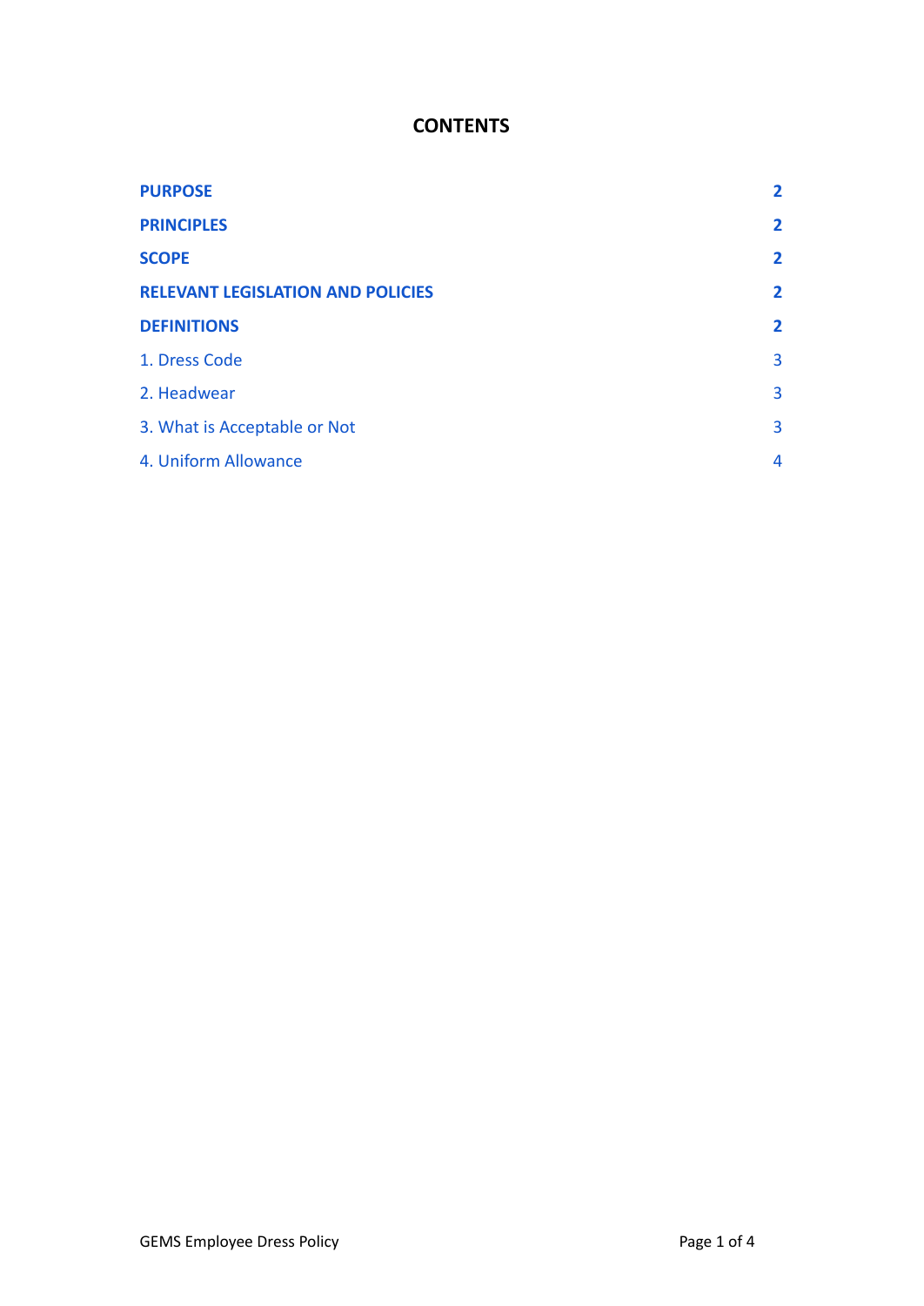# CONTENTS

| | |
|---|---|
| **PURPOSE** | **2** |
| **PRINCIPLES** | **2** |
| **SCOPE** | **2** |
| **RELEVANT LEGISLATION AND POLICIES** | **2** |
| **DEFINITIONS** | **2** |
| 1. Dress Code | 3 |
| 2. Headwear | 3 |
| 3. What is Acceptable or Not | 3 |
| 4. Uniform Allowance | 4 |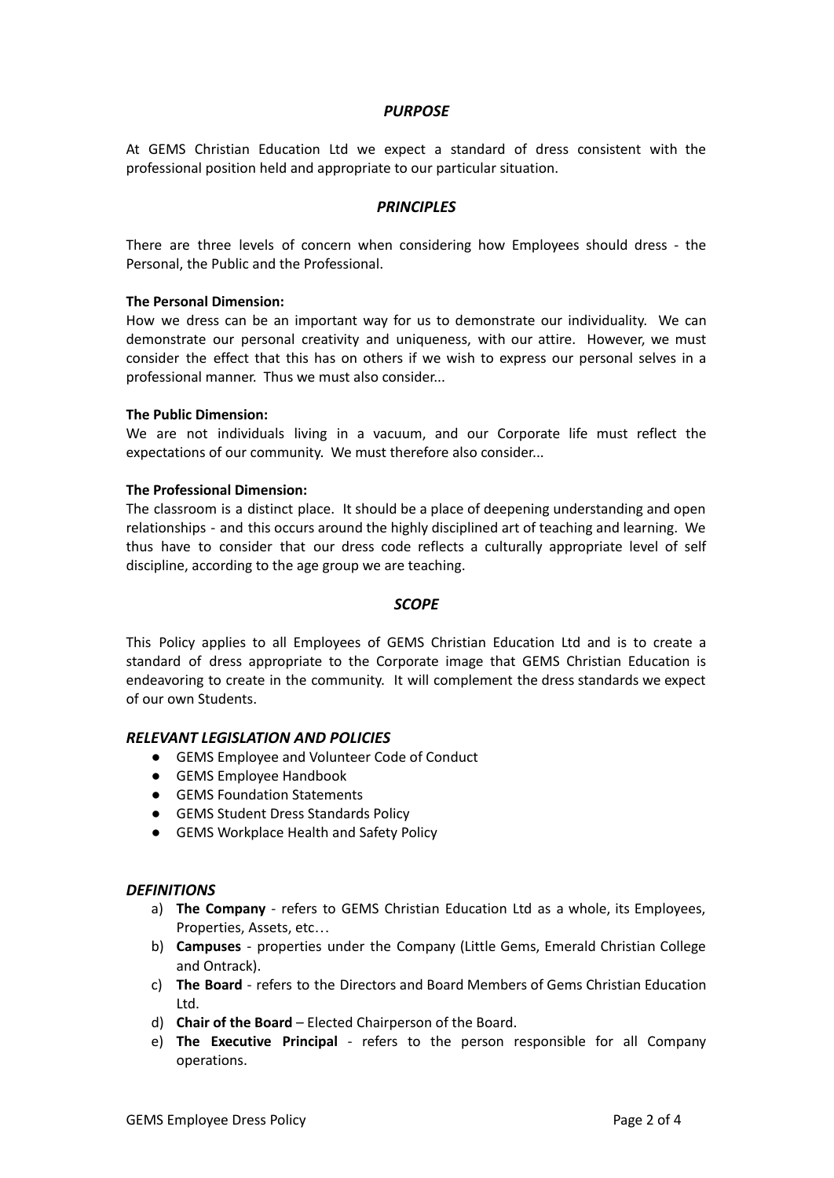## *PURPOSE*

At GEMS Christian Education Ltd we expect a standard of dress consistent with the professional position held and appropriate to our particular situation.

## *PRINCIPLES*

There are three levels of concern when considering how Employees should dress - the Personal, the Public and the Professional.

**The Personal Dimension:**
How we dress can be an important way for us to demonstrate our individuality. We can demonstrate our personal creativity and uniqueness, with our attire. However, we must consider the effect that this has on others if we wish to express our personal selves in a professional manner. Thus we must also consider...

**The Public Dimension:**
We are not individuals living in a vacuum, and our Corporate life must reflect the expectations of our community. We must therefore also consider...

**The Professional Dimension:**
The classroom is a distinct place. It should be a place of deepening understanding and open relationships - and this occurs around the highly disciplined art of teaching and learning. We thus have to consider that our dress code reflects a culturally appropriate level of self discipline, according to the age group we are teaching.

## *SCOPE*

This Policy applies to all Employees of GEMS Christian Education Ltd and is to create a standard of dress appropriate to the Corporate image that GEMS Christian Education is endeavoring to create in the community. It will complement the dress standards we expect of our own Students.

## *RELEVANT LEGISLATION AND POLICIES*

- GEMS Employee and Volunteer Code of Conduct
- GEMS Employee Handbook
- GEMS Foundation Statements
- GEMS Student Dress Standards Policy
- GEMS Workplace Health and Safety Policy

## *DEFINITIONS*

a) **The Company** - refers to GEMS Christian Education Ltd as a whole, its Employees, Properties, Assets, etc…
b) **Campuses** - properties under the Company (Little Gems, Emerald Christian College and Ontrack).
c) **The Board** - refers to the Directors and Board Members of Gems Christian Education Ltd.
d) **Chair of the Board** – Elected Chairperson of the Board.
e) **The Executive Principal** - refers to the person responsible for all Company operations.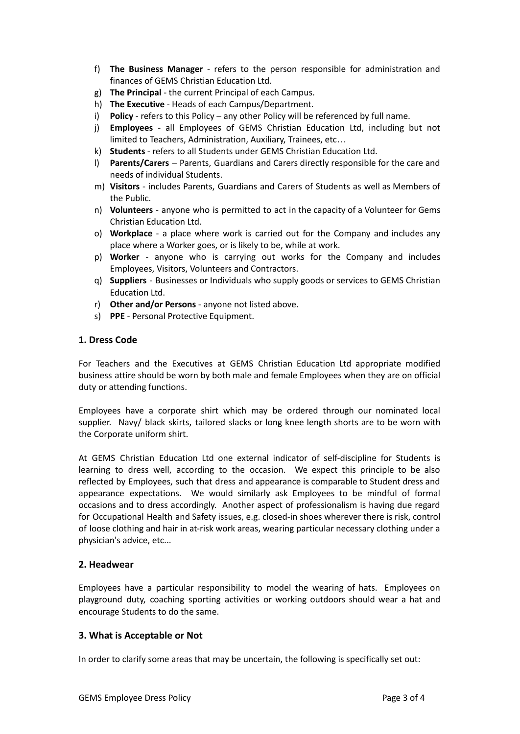f) **The Business Manager** - refers to the person responsible for administration and finances of GEMS Christian Education Ltd.
g) **The Principal** - the current Principal of each Campus.
h) **The Executive** - Heads of each Campus/Department.
i) **Policy** - refers to this Policy – any other Policy will be referenced by full name.
j) **Employees** - all Employees of GEMS Christian Education Ltd, including but not limited to Teachers, Administration, Auxiliary, Trainees, etc…
k) **Students** - refers to all Students under GEMS Christian Education Ltd.
l) **Parents/Carers** – Parents, Guardians and Carers directly responsible for the care and needs of individual Students.
m) **Visitors** - includes Parents, Guardians and Carers of Students as well as Members of the Public.
n) **Volunteers** - anyone who is permitted to act in the capacity of a Volunteer for Gems Christian Education Ltd.
o) **Workplace** - a place where work is carried out for the Company and includes any place where a Worker goes, or is likely to be, while at work.
p) **Worker** - anyone who is carrying out works for the Company and includes Employees, Visitors, Volunteers and Contractors.
q) **Suppliers** - Businesses or Individuals who supply goods or services to GEMS Christian Education Ltd.
r) **Other and/or Persons** - anyone not listed above.
s) **PPE** - Personal Protective Equipment.

## 1. Dress Code

For Teachers and the Executives at GEMS Christian Education Ltd appropriate modified business attire should be worn by both male and female Employees when they are on official duty or attending functions.

Employees have a corporate shirt which may be ordered through our nominated local supplier. Navy/ black skirts, tailored slacks or long knee length shorts are to be worn with the Corporate uniform shirt.

At GEMS Christian Education Ltd one external indicator of self-discipline for Students is learning to dress well, according to the occasion. We expect this principle to be also reflected by Employees, such that dress and appearance is comparable to Student dress and appearance expectations. We would similarly ask Employees to be mindful of formal occasions and to dress accordingly. Another aspect of professionalism is having due regard for Occupational Health and Safety issues, e.g. closed-in shoes wherever there is risk, control of loose clothing and hair in at-risk work areas, wearing particular necessary clothing under a physician's advice, etc...

## 2. Headwear

Employees have a particular responsibility to model the wearing of hats. Employees on playground duty, coaching sporting activities or working outdoors should wear a hat and encourage Students to do the same.

## 3. What is Acceptable or Not

In order to clarify some areas that may be uncertain, the following is specifically set out: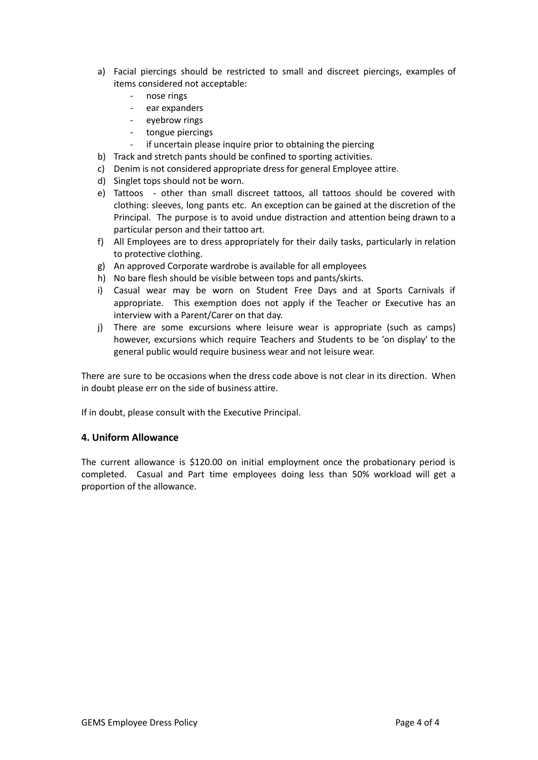a) Facial piercings should be restricted to small and discreet piercings, examples of items considered not acceptable:
    - nose rings
    - ear expanders
    - eyebrow rings
    - tongue piercings
    - if uncertain please inquire prior to obtaining the piercing
b) Track and stretch pants should be confined to sporting activities.
c) Denim is not considered appropriate dress for general Employee attire.
d) Singlet tops should not be worn.
e) Tattoos - other than small discreet tattoos, all tattoos should be covered with clothing: sleeves, long pants etc. An exception can be gained at the discretion of the Principal. The purpose is to avoid undue distraction and attention being drawn to a particular person and their tattoo art.
f) All Employees are to dress appropriately for their daily tasks, particularly in relation to protective clothing.
g) An approved Corporate wardrobe is available for all employees
h) No bare flesh should be visible between tops and pants/skirts.
i) Casual wear may be worn on Student Free Days and at Sports Carnivals if appropriate. This exemption does not apply if the Teacher or Executive has an interview with a Parent/Carer on that day.
j) There are some excursions where leisure wear is appropriate (such as camps) however, excursions which require Teachers and Students to be 'on display' to the general public would require business wear and not leisure wear.

There are sure to be occasions when the dress code above is not clear in its direction. When in doubt please err on the side of business attire.

If in doubt, please consult with the Executive Principal.

### 4. Uniform Allowance

The current allowance is $120.00 on initial employment once the probationary period is completed. Casual and Part time employees doing less than 50% workload will get a proportion of the allowance.